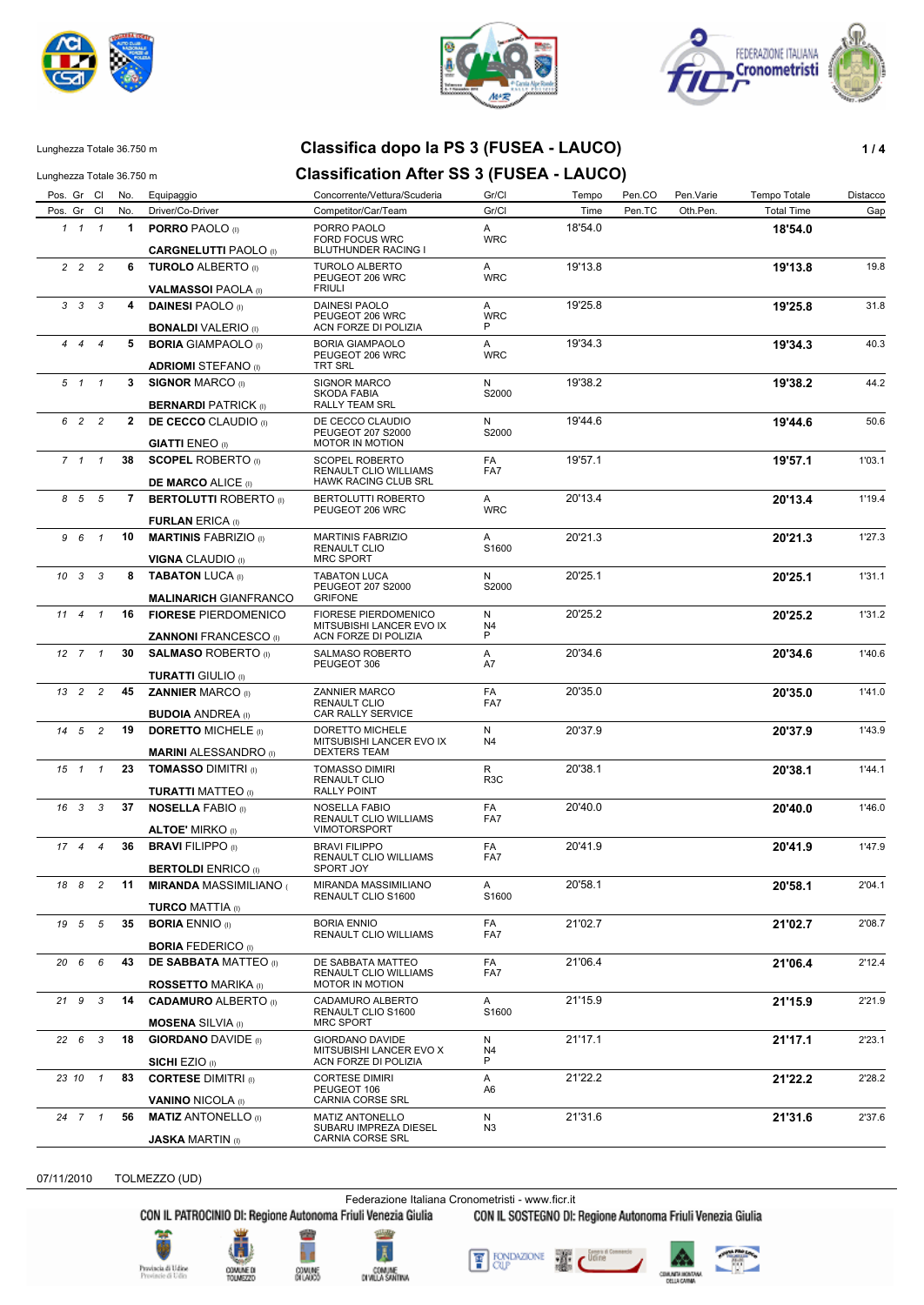Lunghezza Totale 36.750 m

# Classifica dopo la PS 3 (FUSEA - LAUCO)

Lunghezza Totale 36.750 m

# Classification After SS 3 (FUSEA - LAUCO)

| Pos. | Gr | Cl | No. | Equipaggio / Driver/Co-Driver | Concorrente/Vettura/Scuderia / Competitor/Car/Team | Gr/Cl | Tempo / Time | Pen.CO / Pen.TC | Pen.Varie / Oth.Pen. | Tempo Totale / Total Time | Distacco / Gap |
|---|---|---|---|---|---|---|---|---|---|---|---|
| 1 | 1 | 1 | 1 | **PORRO** PAOLO (I) / **CARGNELUTTI** PAOLO (I) | PORRO PAOLO / FORD FOCUS WRC / BLUTHUNDER RACING I | A / WRC | 18'54.0 | | | **18'54.0** | |
| 2 | 2 | 2 | 6 | **TUROLO** ALBERTO (I) / **VALMASSOI** PAOLA (I) | TUROLO ALBERTO / PEUGEOT 206 WRC / FRIULI | A / WRC | 19'13.8 | | | **19'13.8** | 19.8 |
| 3 | 3 | 3 | 4 | **DAINESI** PAOLO (I) / **BONALDI** VALERIO (I) | DAINESI PAOLO / PEUGEOT 206 WRC / ACN FORZE DI POLIZIA | A / WRC / P | 19'25.8 | | | **19'25.8** | 31.8 |
| 4 | 4 | 4 | 5 | **BORIA** GIAMPAOLO (I) / **ADRIOMI** STEFANO (I) | BORIA GIAMPAOLO / PEUGEOT 206 WRC / TRT SRL | A / WRC | 19'34.3 | | | **19'34.3** | 40.3 |
| 5 | 1 | 1 | 3 | **SIGNOR** MARCO (I) / **BERNARDI** PATRICK (I) | SIGNOR MARCO / SKODA FABIA / RALLY TEAM SRL | N / S2000 | 19'38.2 | | | **19'38.2** | 44.2 |
| 6 | 2 | 2 | 2 | **DE CECCO** CLAUDIO (I) / **GIATTI** ENEO (I) | DE CECCO CLAUDIO / PEUGEOT 207 S2000 / MOTOR IN MOTION | N / S2000 | 19'44.6 | | | **19'44.6** | 50.6 |
| 7 | 1 | 1 | 38 | **SCOPEL** ROBERTO (I) / **DE MARCO** ALICE (I) | SCOPEL ROBERTO / RENAULT CLIO WILLIAMS / HAWK RACING CLUB SRL | FA / FA7 | 19'57.1 | | | **19'57.1** | 1'03.1 |
| 8 | 5 | 5 | 7 | **BERTOLUTTI** ROBERTO (I) / **FURLAN** ERICA (I) | BERTOLUTTI ROBERTO / PEUGEOT 206 WRC | A / WRC | 20'13.4 | | | **20'13.4** | 1'19.4 |
| 9 | 6 | 1 | 10 | **MARTINIS** FABRIZIO (I) / **VIGNA** CLAUDIO (I) | MARTINIS FABRIZIO / RENAULT CLIO / MRC SPORT | A / S1600 | 20'21.3 | | | **20'21.3** | 1'27.3 |
| 10 | 3 | 3 | 8 | **TABATON** LUCA (I) / **MALINARICH** GIANFRANCO | TABATON LUCA / PEUGEOT 207 S2000 / GRIFONE | N / S2000 | 20'25.1 | | | **20'25.1** | 1'31.1 |
| 11 | 4 | 1 | 16 | **FIORESE** PIERDOMENICO / **ZANNONI** FRANCESCO (I) | FIORESE PIERDOMENICO / MITSUBISHI LANCER EVO IX / ACN FORZE DI POLIZIA | N / N4 / P | 20'25.2 | | | **20'25.2** | 1'31.2 |
| 12 | 7 | 1 | 30 | **SALMASO** ROBERTO (I) / **TURATTI** GIULIO (I) | SALMASO ROBERTO / PEUGEOT 306 | A / A7 | 20'34.6 | | | **20'34.6** | 1'40.6 |
| 13 | 2 | 2 | 45 | **ZANNIER** MARCO (I) / **BUDOIA** ANDREA (I) | ZANNIER MARCO / RENAULT CLIO / CAR RALLY SERVICE | FA / FA7 | 20'35.0 | | | **20'35.0** | 1'41.0 |
| 14 | 5 | 2 | 19 | **DORETTO** MICHELE (I) / **MARINI** ALESSANDRO (I) | DORETTO MICHELE / MITSUBISHI LANCER EVO IX / DEXTERS TEAM | N / N4 | 20'37.9 | | | **20'37.9** | 1'43.9 |
| 15 | 1 | 1 | 23 | **TOMASSO** DIMITRI (I) / **TURATTI** MATTEO (I) | TOMASSO DIMIRI / RENAULT CLIO / RALLY POINT | R / R3C | 20'38.1 | | | **20'38.1** | 1'44.1 |
| 16 | 3 | 3 | 37 | **NOSELLA** FABIO (I) / **ALTOE'** MIRKO (I) | NOSELLA FABIO / RENAULT CLIO WILLIAMS / VIMOTORSPORT | FA / FA7 | 20'40.0 | | | **20'40.0** | 1'46.0 |
| 17 | 4 | 4 | 36 | **BRAVI** FILIPPO (I) / **BERTOLDI** ENRICO (I) | BRAVI FILIPPO / RENAULT CLIO WILLIAMS / SPORT JOY | FA / FA7 | 20'41.9 | | | **20'41.9** | 1'47.9 |
| 18 | 8 | 2 | 11 | **MIRANDA** MASSIMILIANO ( / **TURCO** MATTIA (I) | MIRANDA MASSIMILIANO / RENAULT CLIO S1600 | A / S1600 | 20'58.1 | | | **20'58.1** | 2'04.1 |
| 19 | 5 | 5 | 35 | **BORIA** ENNIO (I) / **BORIA** FEDERICO (I) | BORIA ENNIO / RENAULT CLIO WILLIAMS | FA / FA7 | 21'02.7 | | | **21'02.7** | 2'08.7 |
| 20 | 6 | 6 | 43 | **DE SABBATA** MATTEO (I) / **ROSSETTO** MARIKA (I) | DE SABBATA MATTEO / RENAULT CLIO WILLIAMS / MOTOR IN MOTION | FA / FA7 | 21'06.4 | | | **21'06.4** | 2'12.4 |
| 21 | 9 | 3 | 14 | **CADAMURO** ALBERTO (I) / **MOSENA** SILVIA (I) | CADAMURO ALBERTO / RENAULT CLIO S1600 / MRC SPORT | A / S1600 | 21'15.9 | | | **21'15.9** | 2'21.9 |
| 22 | 6 | 3 | 18 | **GIORDANO** DAVIDE (I) / **SICHI** EZIO (I) | GIORDANO DAVIDE / MITSUBISHI LANCER EVO X / ACN FORZE DI POLIZIA | N / N4 / P | 21'17.1 | | | **21'17.1** | 2'23.1 |
| 23 | 10 | 1 | 83 | **CORTESE** DIMITRI (I) / **VANINO** NICOLA (I) | CORTESE DIMIRI / PEUGEOT 106 / CARNIA CORSE SRL | A / A6 | 21'22.2 | | | **21'22.2** | 2'28.2 |
| 24 | 7 | 1 | 56 | **MATIZ** ANTONELLO (I) / **JASKA** MARTIN (I) | MATIZ ANTONELLO / SUBARU IMPREZA DIESEL / CARNIA CORSE SRL | N / N3 | 21'31.6 | | | **21'31.6** | 2'37.6 |

07/11/2010 TOLMEZZO (UD)

Federazione Italiana Cronometristi - www.ficr.it

CON IL PATROCINIO DI: Regione Autonoma Friuli Venezia Giulia — CON IL SOSTEGNO DI: Regione Autonoma Friuli Venezia Giulia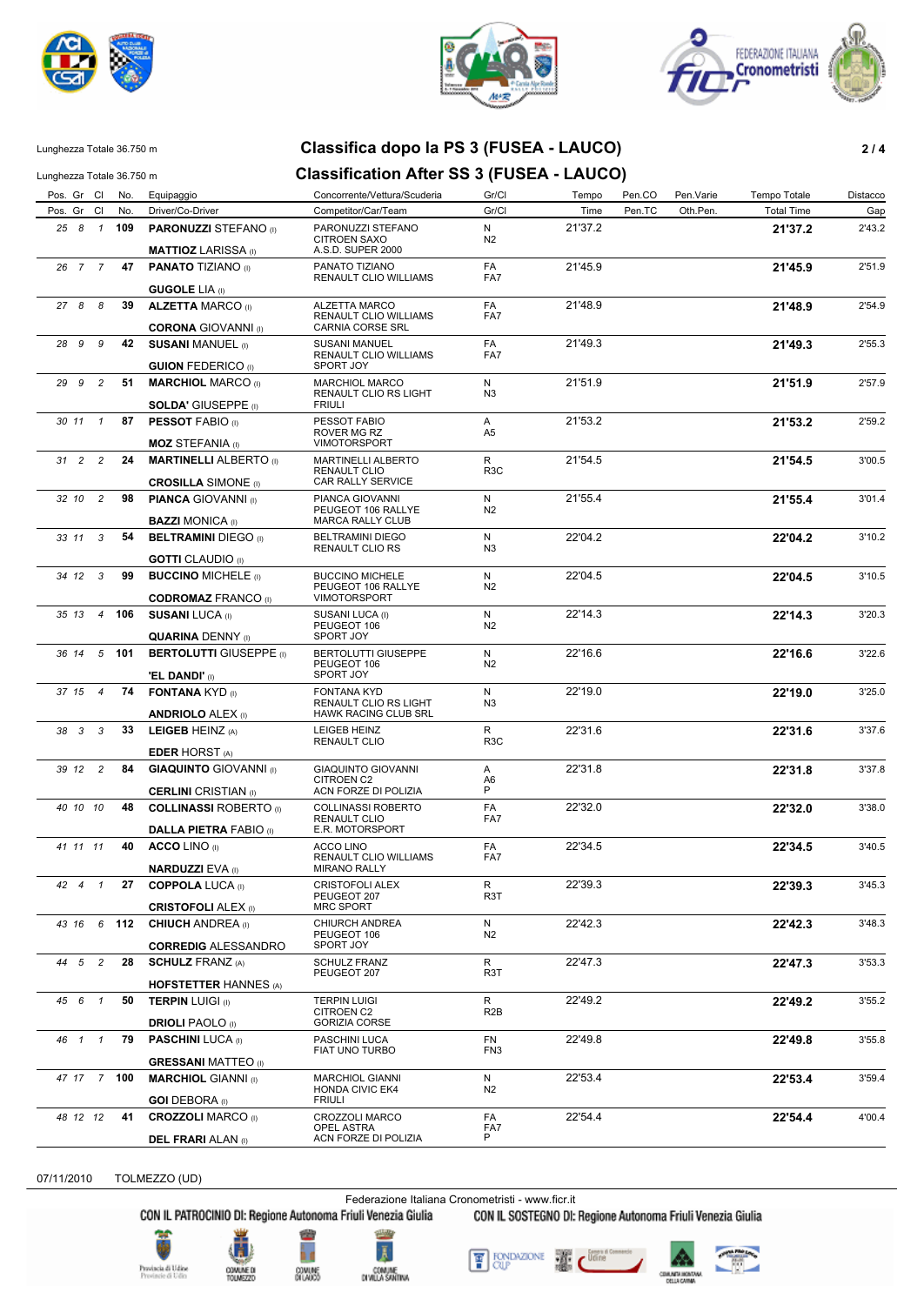Lunghezza Totale 36.750 m

# Classifica dopo la PS 3 (FUSEA - LAUCO)

Lunghezza Totale 36.750 m

# Classification After SS 3 (FUSEA - LAUCO)

| Pos. | Gr | Cl | No. | Equipaggio | Concorrente/Vettura/Scuderia | Gr/Cl | Tempo | Pen.CO | Pen.Varie | Tempo Totale | Distacco |
|---|---|---|---|---|---|---|---|---|---|---|---|
| Pos. | Gr | Cl | No. | Driver/Co-Driver | Competitor/Car/Team | Gr/Cl | Time | Pen.TC | Oth.Pen. | Total Time | Gap |
| 25 | 8 | 1 | 109 | **PARONUZZI** STEFANO (I) / **MATTIOZ** LARISSA (I) | PARONUZZI STEFANO / CITROEN SAXO / A.S.D. SUPER 2000 | N / N2 | 21'37.2 | | | **21'37.2** | 2'43.2 |
| 26 | 7 | 7 | 47 | **PANATO** TIZIANO (I) / **GUGOLE** LIA (I) | PANATO TIZIANO / RENAULT CLIO WILLIAMS | FA / FA7 | 21'45.9 | | | **21'45.9** | 2'51.9 |
| 27 | 8 | 8 | 39 | **ALZETTA** MARCO (I) / **CORONA** GIOVANNI (I) | ALZETTA MARCO / RENAULT CLIO WILLIAMS / CARNIA CORSE SRL | FA / FA7 | 21'48.9 | | | **21'48.9** | 2'54.9 |
| 28 | 9 | 9 | 42 | **SUSANI** MANUEL (I) / **GUION** FEDERICO (I) | SUSANI MANUEL / RENAULT CLIO WILLIAMS / SPORT JOY | FA / FA7 | 21'49.3 | | | **21'49.3** | 2'55.3 |
| 29 | 9 | 2 | 51 | **MARCHIOL** MARCO (I) / **SOLDA'** GIUSEPPE (I) | MARCHIOL MARCO / RENAULT CLIO RS LIGHT / FRIULI | N / N3 | 21'51.9 | | | **21'51.9** | 2'57.9 |
| 30 | 11 | 1 | 87 | **PESSOT** FABIO (I) / **MOZ** STEFANIA (I) | PESSOT FABIO / ROVER MG RZ / VIMOTORSPORT | A / A5 | 21'53.2 | | | **21'53.2** | 2'59.2 |
| 31 | 2 | 2 | 24 | **MARTINELLI** ALBERTO (I) / **CROSILLA** SIMONE (I) | MARTINELLI ALBERTO / RENAULT CLIO / CAR RALLY SERVICE | R / R3C | 21'54.5 | | | **21'54.5** | 3'00.5 |
| 32 | 10 | 2 | 98 | **PIANCA** GIOVANNI (I) / **BAZZI** MONICA (I) | PIANCA GIOVANNI / PEUGEOT 106 RALLYE / MARCA RALLY CLUB | N / N2 | 21'55.4 | | | **21'55.4** | 3'01.4 |
| 33 | 11 | 3 | 54 | **BELTRAMINI** DIEGO (I) / **GOTTI** CLAUDIO (I) | BELTRAMINI DIEGO / RENAULT CLIO RS | N / N3 | 22'04.2 | | | **22'04.2** | 3'10.2 |
| 34 | 12 | 3 | 99 | **BUCCINO** MICHELE (I) / **CODROMAZ** FRANCO (I) | BUCCINO MICHELE / PEUGEOT 106 RALLYE / VIMOTORSPORT | N / N2 | 22'04.5 | | | **22'04.5** | 3'10.5 |
| 35 | 13 | 4 | 106 | **SUSANI** LUCA (I) / **QUARINA** DENNY (I) | SUSANI LUCA (I) / PEUGEOT 106 / SPORT JOY | N / N2 | 22'14.3 | | | **22'14.3** | 3'20.3 |
| 36 | 14 | 5 | 101 | **BERTOLUTTI** GIUSEPPE (I) / **'EL DANDI'** (I) | BERTOLUTTI GIUSEPPE / PEUGEOT 106 / SPORT JOY | N / N2 | 22'16.6 | | | **22'16.6** | 3'22.6 |
| 37 | 15 | 4 | 74 | **FONTANA** KYD (I) / **ANDRIOLO** ALEX (I) | FONTANA KYD / RENAULT CLIO RS LIGHT / HAWK RACING CLUB SRL | N / N3 | 22'19.0 | | | **22'19.0** | 3'25.0 |
| 38 | 3 | 3 | 33 | **LEIGEB** HEINZ (A) / **EDER** HORST (A) | LEIGEB HEINZ / RENAULT CLIO | R / R3C | 22'31.6 | | | **22'31.6** | 3'37.6 |
| 39 | 12 | 2 | 84 | **GIAQUINTO** GIOVANNI (I) / **CERLINI** CRISTIAN (I) | GIAQUINTO GIOVANNI / CITROEN C2 / ACN FORZE DI POLIZIA | A / A6 / P | 22'31.8 | | | **22'31.8** | 3'37.8 |
| 40 | 10 | 10 | 48 | **COLLINASSI** ROBERTO (I) / **DALLA PIETRA** FABIO (I) | COLLINASSI ROBERTO / RENAULT CLIO / E.R. MOTORSPORT | FA / FA7 | 22'32.0 | | | **22'32.0** | 3'38.0 |
| 41 | 11 | 11 | 40 | **ACCO** LINO (I) / **NARDUZZI** EVA (I) | ACCO LINO / RENAULT CLIO WILLIAMS / MIRANO RALLY | FA / FA7 | 22'34.5 | | | **22'34.5** | 3'40.5 |
| 42 | 4 | 1 | 27 | **COPPOLA** LUCA (I) / **CRISTOFOLI** ALEX (I) | CRISTOFOLI ALEX / PEUGEOT 207 / MRC SPORT | R / R3T | 22'39.3 | | | **22'39.3** | 3'45.3 |
| 43 | 16 | 6 | 112 | **CHIUCH** ANDREA (I) / **CORREDIG** ALESSANDRO | CHIURCH ANDREA / PEUGEOT 106 / SPORT JOY | N / N2 | 22'42.3 | | | **22'42.3** | 3'48.3 |
| 44 | 5 | 2 | 28 | **SCHULZ** FRANZ (A) / **HOFSTETTER** HANNES (A) | SCHULZ FRANZ / PEUGEOT 207 | R / R3T | 22'47.3 | | | **22'47.3** | 3'53.3 |
| 45 | 6 | 1 | 50 | **TERPIN** LUIGI (I) / **DRIOLI** PAOLO (I) | TERPIN LUIGI / CITROEN C2 / GORIZIA CORSE | R / R2B | 22'49.2 | | | **22'49.2** | 3'55.2 |
| 46 | 1 | 1 | 79 | **PASCHINI** LUCA (I) / **GRESSANI** MATTEO (I) | PASCHINI LUCA / FIAT UNO TURBO | FN / FN3 | 22'49.8 | | | **22'49.8** | 3'55.8 |
| 47 | 17 | 7 | 100 | **MARCHIOL** GIANNI (I) / **GOI** DEBORA (I) | MARCHIOL GIANNI / HONDA CIVIC EK4 / FRIULI | N / N2 | 22'53.4 | | | **22'53.4** | 3'59.4 |
| 48 | 12 | 12 | 41 | **CROZZOLI** MARCO (I) / **DEL FRARI** ALAN (I) | CROZZOLI MARCO / OPEL ASTRA / ACN FORZE DI POLIZIA | FA / FA7 / P | 22'54.4 | | | **22'54.4** | 4'00.4 |

07/11/2010 TOLMEZZO (UD)

Federazione Italiana Cronometristi - www.ficr.it

CON IL PATROCINIO DI: Regione Autonoma Friuli Venezia Giulia — CON IL SOSTEGNO DI: Regione Autonoma Friuli Venezia Giulia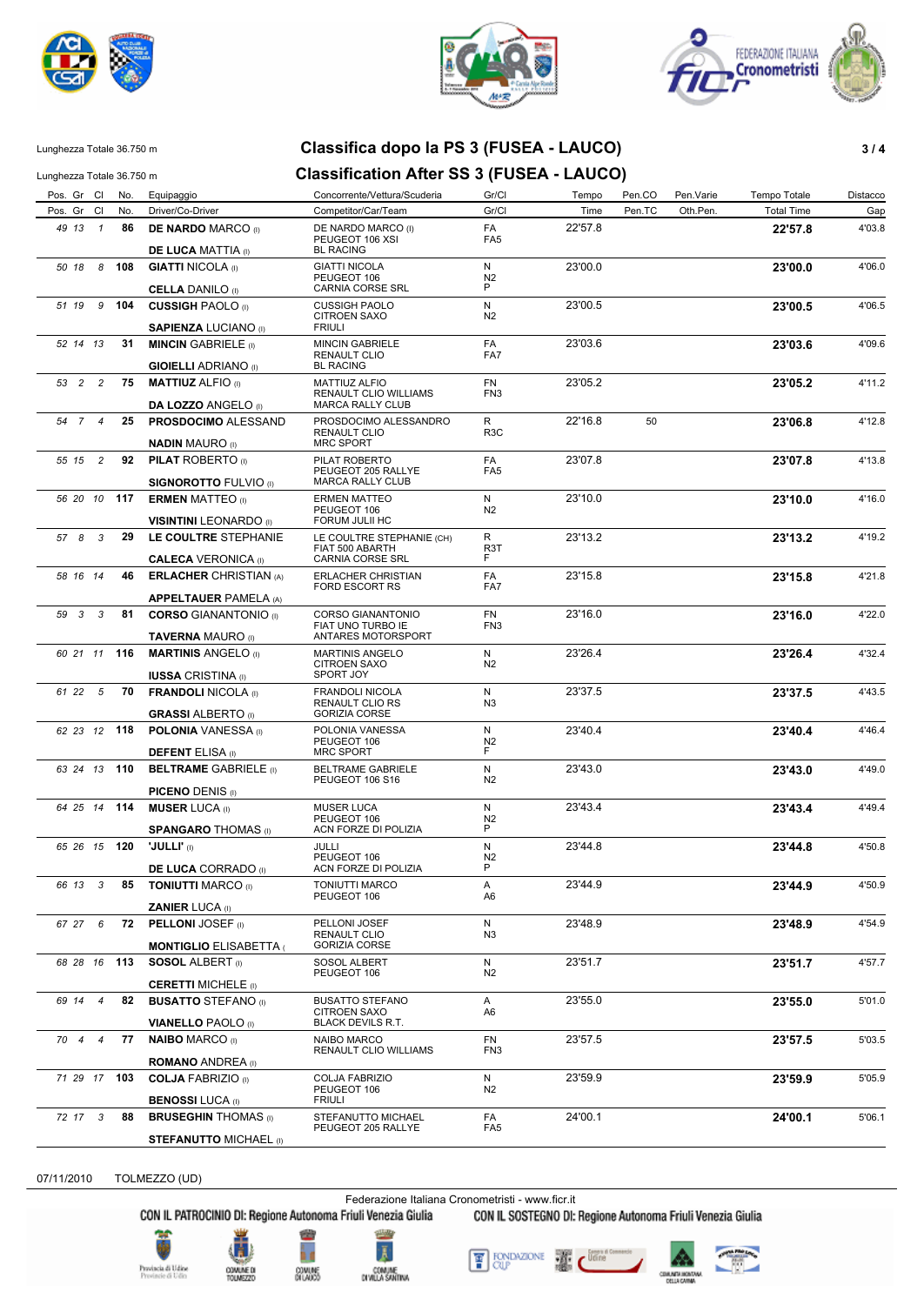Lunghezza Totale 36.750 m

# Classifica dopo la PS 3 (FUSEA - LAUCO)

## Classification After SS 3 (FUSEA - LAUCO)

| Pos. | Gr | Cl | No. | Equipaggio / Driver/Co-Driver | Concorrente/Vettura/Scuderia / Competitor/Car/Team | Gr/Cl | Tempo / Time | Pen.CO / Pen.TC | Pen.Varie / Oth.Pen. | Tempo Totale / Total Time | Distacco / Gap |
|---|---|---|---|---|---|---|---|---|---|---|---|
| 49 | 13 | 1 | 86 | **DE NARDO** MARCO (I) / **DE LUCA** MATTIA (I) | DE NARDO MARCO (I) / PEUGEOT 106 XSI / BL RACING | FA / FA5 | 22'57.8 | | | **22'57.8** | 4'03.8 |
| 50 | 18 | 8 | 108 | **GIATTI** NICOLA (I) / **CELLA** DANILO (I) | GIATTI NICOLA / PEUGEOT 106 / CARNIA CORSE SRL | N / N2 / P | 23'00.0 | | | **23'00.0** | 4'06.0 |
| 51 | 19 | 9 | 104 | **CUSSIGH** PAOLO (I) / **SAPIENZA** LUCIANO (I) | CUSSIGH PAOLO / CITROEN SAXO / FRIULI | N / N2 | 23'00.5 | | | **23'00.5** | 4'06.5 |
| 52 | 14 | 13 | 31 | **MINCIN** GABRIELE (I) / **GIOIELLI** ADRIANO (I) | MINCIN GABRIELE / RENAULT CLIO / BL RACING | FA / FA7 | 23'03.6 | | | **23'03.6** | 4'09.6 |
| 53 | 2 | 2 | 75 | **MATTIUZ** ALFIO (I) / **DA LOZZO** ANGELO (I) | MATTIUZ ALFIO / RENAULT CLIO WILLIAMS / MARCA RALLY CLUB | FN / FN3 | 23'05.2 | | | **23'05.2** | 4'11.2 |
| 54 | 7 | 4 | 25 | **PROSDOCIMO** ALESSAND / **NADIN** MAURO (I) | PROSDOCIMO ALESSANDRO / RENAULT CLIO / MRC SPORT | R / R3C | 22'16.8 | 50 | | **23'06.8** | 4'12.8 |
| 55 | 15 | 2 | 92 | **PILAT** ROBERTO (I) / **SIGNOROTTO** FULVIO (I) | PILAT ROBERTO / PEUGEOT 205 RALLYE / MARCA RALLY CLUB | FA / FA5 | 23'07.8 | | | **23'07.8** | 4'13.8 |
| 56 | 20 | 10 | 117 | **ERMEN** MATTEO (I) / **VISINTINI** LEONARDO (I) | ERMEN MATTEO / PEUGEOT 106 / FORUM JULII HC | N / N2 | 23'10.0 | | | **23'10.0** | 4'16.0 |
| 57 | 8 | 3 | 29 | **LE COULTRE** STEPHANIE / **CALECA** VERONICA (I) | LE COULTRE STEPHANIE (CH) / FIAT 500 ABARTH / CARNIA CORSE SRL | R / R3T / F | 23'13.2 | | | **23'13.2** | 4'19.2 |
| 58 | 16 | 14 | 46 | **ERLACHER** CHRISTIAN (A) / **APPELTAUER** PAMELA (A) | ERLACHER CHRISTIAN / FORD ESCORT RS | FA / FA7 | 23'15.8 | | | **23'15.8** | 4'21.8 |
| 59 | 3 | 3 | 81 | **CORSO** GIANANTONIO (I) / **TAVERNA** MAURO (I) | CORSO GIANANTONIO / FIAT UNO TURBO IE / ANTARES MOTORSPORT | FN / FN3 | 23'16.0 | | | **23'16.0** | 4'22.0 |
| 60 | 21 | 11 | 116 | **MARTINIS** ANGELO (I) / **IUSSA** CRISTINA (I) | MARTINIS ANGELO / CITROEN SAXO / SPORT JOY | N / N2 | 23'26.4 | | | **23'26.4** | 4'32.4 |
| 61 | 22 | 5 | 70 | **FRANDOLI** NICOLA (I) / **GRASSI** ALBERTO (I) | FRANDOLI NICOLA / RENAULT CLIO RS / GORIZIA CORSE | N / N3 | 23'37.5 | | | **23'37.5** | 4'43.5 |
| 62 | 23 | 12 | 118 | **POLONIA** VANESSA (I) / **DEFENT** ELISA (I) | POLONIA VANESSA / PEUGEOT 106 / MRC SPORT | N / N2 / F | 23'40.4 | | | **23'40.4** | 4'46.4 |
| 63 | 24 | 13 | 110 | **BELTRAME** GABRIELE (I) / **PICENO** DENIS (I) | BELTRAME GABRIELE / PEUGEOT 106 S16 | N / N2 | 23'43.0 | | | **23'43.0** | 4'49.0 |
| 64 | 25 | 14 | 114 | **MUSER** LUCA (I) / **SPANGARO** THOMAS (I) | MUSER LUCA / PEUGEOT 106 / ACN FORZE DI POLIZIA | N / N2 / P | 23'43.4 | | | **23'43.4** | 4'49.4 |
| 65 | 26 | 15 | 120 | **'JULLI'** (I) / **DE LUCA** CORRADO (I) | JULLI / PEUGEOT 106 / ACN FORZE DI POLIZIA | N / N2 / P | 23'44.8 | | | **23'44.8** | 4'50.8 |
| 66 | 13 | 3 | 85 | **TONIUTTI** MARCO (I) / **ZANIER** LUCA (I) | TONIUTTI MARCO / PEUGEOT 106 | A / A6 | 23'44.9 | | | **23'44.9** | 4'50.9 |
| 67 | 27 | 6 | 72 | **PELLONI** JOSEF (I) / **MONTIGLIO** ELISABETTA ( | PELLONI JOSEF / RENAULT CLIO / GORIZIA CORSE | N / N3 | 23'48.9 | | | **23'48.9** | 4'54.9 |
| 68 | 28 | 16 | 113 | **SOSOL** ALBERT (I) / **CERETTI** MICHELE (I) | SOSOL ALBERT / PEUGEOT 106 | N / N2 | 23'51.7 | | | **23'51.7** | 4'57.7 |
| 69 | 14 | 4 | 82 | **BUSATTO** STEFANO (I) / **VIANELLO** PAOLO (I) | BUSATTO STEFANO / CITROEN SAXO / BLACK DEVILS R.T. | A / A6 | 23'55.0 | | | **23'55.0** | 5'01.0 |
| 70 | 4 | 4 | 77 | **NAIBO** MARCO (I) / **ROMANO** ANDREA (I) | NAIBO MARCO / RENAULT CLIO WILLIAMS | FN / FN3 | 23'57.5 | | | **23'57.5** | 5'03.5 |
| 71 | 29 | 17 | 103 | **COLJA** FABRIZIO (I) / **BENOSSI** LUCA (I) | COLJA FABRIZIO / PEUGEOT 106 / FRIULI | N / N2 | 23'59.9 | | | **23'59.9** | 5'05.9 |
| 72 | 17 | 3 | 88 | **BRUSEGHIN** THOMAS (I) / **STEFANUTTO** MICHAEL (I) | STEFANUTTO MICHAEL / PEUGEOT 205 RALLYE | FA / FA5 | 24'00.1 | | | **24'00.1** | 5'06.1 |

07/11/2010 TOLMEZZO (UD)

Federazione Italiana Cronometristi - www.ficr.it

CON IL PATROCINIO DI: Regione Autonoma Friuli Venezia Giulia — CON IL SOSTEGNO DI: Regione Autonoma Friuli Venezia Giulia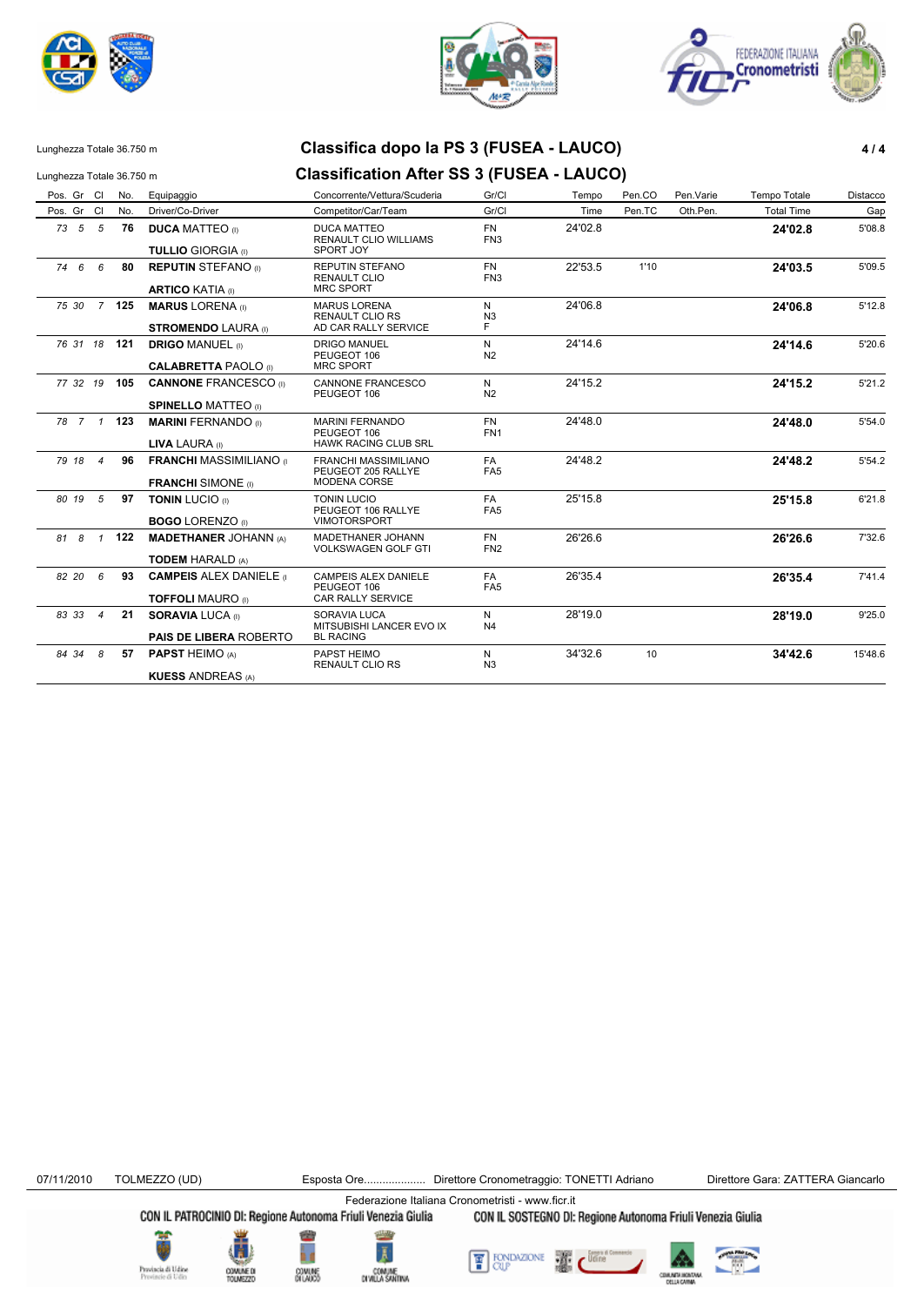Lunghezza Totale 36.750 m

# Classifica dopo la PS 3 (FUSEA - LAUCO)

Lunghezza Totale 36.750 m

# Classification After SS 3 (FUSEA - LAUCO)

| Pos. | Gr | Cl | No. | Equipaggio / Driver/Co-Driver | Concorrente/Vettura/Scuderia / Competitor/Car/Team | Gr/Cl | Tempo / Time | Pen.CO / Pen.TC | Pen.Varie / Oth.Pen. | Tempo Totale / Total Time | Distacco / Gap |
|---|---|---|---|---|---|---|---|---|---|---|---|
| 73 | 5 | 5 | 76 | **DUCA** MATTEO (I)<br>**TULLIO** GIORGIA (I) | DUCA MATTEO<br>RENAULT CLIO WILLIAMS<br>SPORT JOY | FN<br>FN3 | 24'02.8 | | | **24'02.8** | 5'08.8 |
| 74 | 6 | 6 | 80 | **REPUTIN** STEFANO (I)<br>**ARTICO** KATIA (I) | REPUTIN STEFANO<br>RENAULT CLIO<br>MRC SPORT | FN<br>FN3 | 22'53.5 | 1'10 | | **24'03.5** | 5'09.5 |
| 75 | 30 | 7 | 125 | **MARUS** LORENA (I)<br>**STROMENDO** LAURA (I) | MARUS LORENA<br>RENAULT CLIO RS<br>AD CAR RALLY SERVICE | N<br>N3<br>F | 24'06.8 | | | **24'06.8** | 5'12.8 |
| 76 | 31 | 18 | 121 | **DRIGO** MANUEL (I)<br>**CALABRETTA** PAOLO (I) | DRIGO MANUEL<br>PEUGEOT 106<br>MRC SPORT | N<br>N2 | 24'14.6 | | | **24'14.6** | 5'20.6 |
| 77 | 32 | 19 | 105 | **CANNONE** FRANCESCO (I)<br>**SPINELLO** MATTEO (I) | CANNONE FRANCESCO<br>PEUGEOT 106 | N<br>N2 | 24'15.2 | | | **24'15.2** | 5'21.2 |
| 78 | 7 | 1 | 123 | **MARINI** FERNANDO (I)<br>**LIVA** LAURA (I) | MARINI FERNANDO<br>PEUGEOT 106<br>HAWK RACING CLUB SRL | FN<br>FN1 | 24'48.0 | | | **24'48.0** | 5'54.0 |
| 79 | 18 | 4 | 96 | **FRANCHI** MASSIMILIANO (I<br>**FRANCHI** SIMONE (I) | FRANCHI MASSIMILIANO<br>PEUGEOT 205 RALLYE<br>MODENA CORSE | FA<br>FA5 | 24'48.2 | | | **24'48.2** | 5'54.2 |
| 80 | 19 | 5 | 97 | **TONIN** LUCIO (I)<br>**BOGO** LORENZO (I) | TONIN LUCIO<br>PEUGEOT 106 RALLYE<br>VIMOTORSPORT | FA<br>FA5 | 25'15.8 | | | **25'15.8** | 6'21.8 |
| 81 | 8 | 1 | 122 | **MADETHANER** JOHANN (A)<br>**TODEM** HARALD (A) | MADETHANER JOHANN<br>VOLKSWAGEN GOLF GTI | FN<br>FN2 | 26'26.6 | | | **26'26.6** | 7'32.6 |
| 82 | 20 | 6 | 93 | **CAMPEIS** ALEX DANIELE (I<br>**TOFFOLI** MAURO (I) | CAMPEIS ALEX DANIELE<br>PEUGEOT 106<br>CAR RALLY SERVICE | FA<br>FA5 | 26'35.4 | | | **26'35.4** | 7'41.4 |
| 83 | 33 | 4 | 21 | **SORAVIA** LUCA (I)<br>**PAIS DE LIBERA** ROBERTO | SORAVIA LUCA<br>MITSUBISHI LANCER EVO IX<br>BL RACING | N<br>N4 | 28'19.0 | | | **28'19.0** | 9'25.0 |
| 84 | 34 | 8 | 57 | **PAPST** HEIMO (A)<br>**KUESS** ANDREAS (A) | PAPST HEIMO<br>RENAULT CLIO RS | N<br>N3 | 34'32.6 | 10 | | **34'42.6** | 15'48.6 |

07/11/2010 TOLMEZZO (UD) Esposta Ore.................... Direttore Cronometraggio: TONETTI Adriano Direttore Gara: ZATTERA Giancarlo

Federazione Italiana Cronometristi - www.ficr.it

CON IL PATROCINIO DI: Regione Autonoma Friuli Venezia Giulia CON IL SOSTEGNO DI: Regione Autonoma Friuli Venezia Giulia